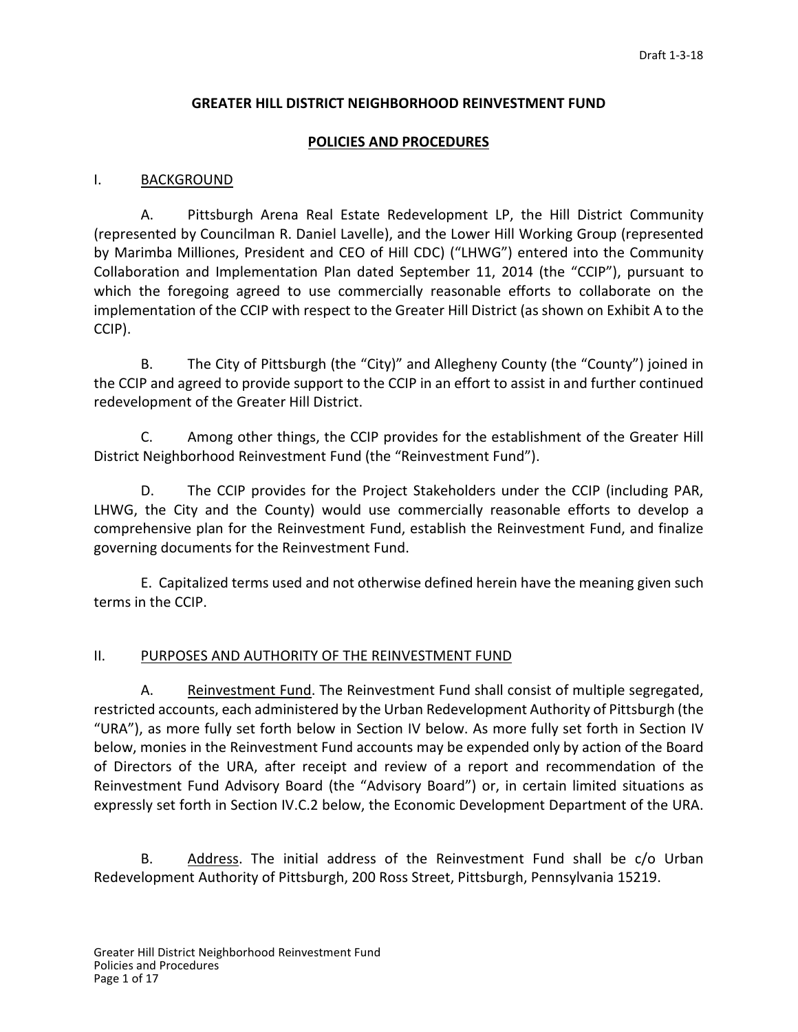Draft 1-3-18

# GREATER HILL DISTRICT NEIGHBORHOOD REINVESTMENT FUND

## POLICIES AND PROCEDURES

### I. BACKGROUND

A. Pittsburgh Arena Real Estate Redevelopment LP, the Hill District Community (represented by Councilman R. Daniel Lavelle), and the Lower Hill Working Group (represented by Marimba Milliones, President and CEO of Hill CDC) ("LHWG") entered into the Community Collaboration and Implementation Plan dated September 11, 2014 (the "CCIP"), pursuant to which the foregoing agreed to use commercially reasonable efforts to collaborate on the implementation of the CCIP with respect to the Greater Hill District (as shown on Exhibit A to the CCIP).

B. The City of Pittsburgh (the "City)" and Allegheny County (the "County") joined in the CCIP and agreed to provide support to the CCIP in an effort to assist in and further continued redevelopment of the Greater Hill District.

C. Among other things, the CCIP provides for the establishment of the Greater Hill District Neighborhood Reinvestment Fund (the "Reinvestment Fund").

D. The CCIP provides for the Project Stakeholders under the CCIP (including PAR, LHWG, the City and the County) would use commercially reasonable efforts to develop a comprehensive plan for the Reinvestment Fund, establish the Reinvestment Fund, and finalize governing documents for the Reinvestment Fund.

E. Capitalized terms used and not otherwise defined herein have the meaning given such terms in the CCIP.

### II. PURPOSES AND AUTHORITY OF THE REINVESTMENT FUND

A. Reinvestment Fund. The Reinvestment Fund shall consist of multiple segregated, restricted accounts, each administered by the Urban Redevelopment Authority of Pittsburgh (the "URA"), as more fully set forth below in Section IV below. As more fully set forth in Section IV below, monies in the Reinvestment Fund accounts may be expended only by action of the Board of Directors of the URA, after receipt and review of a report and recommendation of the Reinvestment Fund Advisory Board (the "Advisory Board") or, in certain limited situations as expressly set forth in Section IV.C.2 below, the Economic Development Department of the URA.

B. Address. The initial address of the Reinvestment Fund shall be c/o Urban Redevelopment Authority of Pittsburgh, 200 Ross Street, Pittsburgh, Pennsylvania 15219.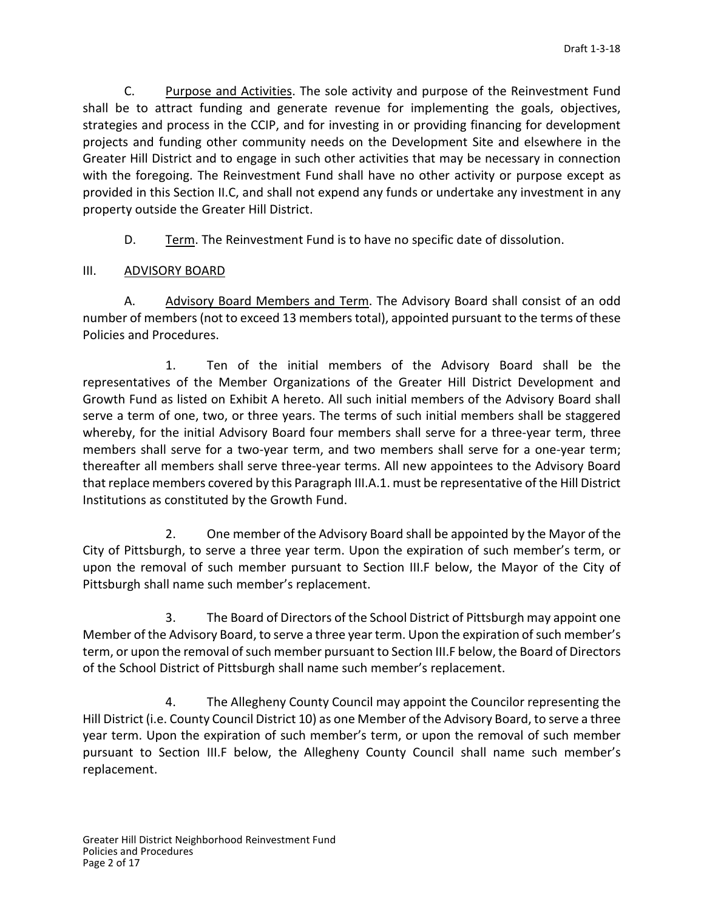C. Purpose and Activities. The sole activity and purpose of the Reinvestment Fund shall be to attract funding and generate revenue for implementing the goals, objectives, strategies and process in the CCIP, and for investing in or providing financing for development projects and funding other community needs on the Development Site and elsewhere in the Greater Hill District and to engage in such other activities that may be necessary in connection with the foregoing. The Reinvestment Fund shall have no other activity or purpose except as provided in this Section II.C, and shall not expend any funds or undertake any investment in any property outside the Greater Hill District.

D. Term. The Reinvestment Fund is to have no specific date of dissolution.

## III. ADVISORY BOARD

A. Advisory Board Members and Term. The Advisory Board shall consist of an odd number of members (not to exceed 13 members total), appointed pursuant to the terms of these Policies and Procedures.

1. Ten of the initial members of the Advisory Board shall be the representatives of the Member Organizations of the Greater Hill District Development and Growth Fund as listed on Exhibit A hereto. All such initial members of the Advisory Board shall serve a term of one, two, or three years. The terms of such initial members shall be staggered whereby, for the initial Advisory Board four members shall serve for a three-year term, three members shall serve for a two-year term, and two members shall serve for a one-year term; thereafter all members shall serve three-year terms. All new appointees to the Advisory Board that replace members covered by this Paragraph III.A.1. must be representative of the Hill District Institutions as constituted by the Growth Fund.

2. One member of the Advisory Board shall be appointed by the Mayor of the City of Pittsburgh, to serve a three year term. Upon the expiration of such member's term, or upon the removal of such member pursuant to Section III.F below, the Mayor of the City of Pittsburgh shall name such member's replacement.

3. The Board of Directors of the School District of Pittsburgh may appoint one Member of the Advisory Board, to serve a three year term. Upon the expiration of such member's term, or upon the removal of such member pursuant to Section III.F below, the Board of Directors of the School District of Pittsburgh shall name such member's replacement.

4. The Allegheny County Council may appoint the Councilor representing the Hill District (i.e. County Council District 10) as one Member of the Advisory Board, to serve a three year term. Upon the expiration of such member's term, or upon the removal of such member pursuant to Section III.F below, the Allegheny County Council shall name such member's replacement.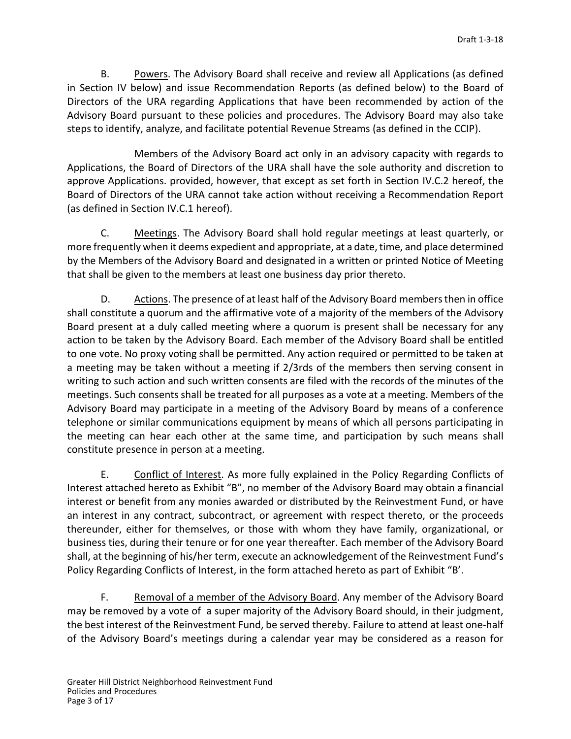B. Powers. The Advisory Board shall receive and review all Applications (as defined in Section IV below) and issue Recommendation Reports (as defined below) to the Board of Directors of the URA regarding Applications that have been recommended by action of the Advisory Board pursuant to these policies and procedures. The Advisory Board may also take steps to identify, analyze, and facilitate potential Revenue Streams (as defined in the CCIP).

Members of the Advisory Board act only in an advisory capacity with regards to Applications, the Board of Directors of the URA shall have the sole authority and discretion to approve Applications. provided, however, that except as set forth in Section IV.C.2 hereof, the Board of Directors of the URA cannot take action without receiving a Recommendation Report (as defined in Section IV.C.1 hereof).

C. Meetings. The Advisory Board shall hold regular meetings at least quarterly, or more frequently when it deems expedient and appropriate, at a date, time, and place determined by the Members of the Advisory Board and designated in a written or printed Notice of Meeting that shall be given to the members at least one business day prior thereto.

D. Actions. The presence of at least half of the Advisory Board members then in office shall constitute a quorum and the affirmative vote of a majority of the members of the Advisory Board present at a duly called meeting where a quorum is present shall be necessary for any action to be taken by the Advisory Board. Each member of the Advisory Board shall be entitled to one vote. No proxy voting shall be permitted. Any action required or permitted to be taken at a meeting may be taken without a meeting if 2/3rds of the members then serving consent in writing to such action and such written consents are filed with the records of the minutes of the meetings. Such consents shall be treated for all purposes as a vote at a meeting. Members of the Advisory Board may participate in a meeting of the Advisory Board by means of a conference telephone or similar communications equipment by means of which all persons participating in the meeting can hear each other at the same time, and participation by such means shall constitute presence in person at a meeting.

E. Conflict of Interest. As more fully explained in the Policy Regarding Conflicts of Interest attached hereto as Exhibit "B", no member of the Advisory Board may obtain a financial interest or benefit from any monies awarded or distributed by the Reinvestment Fund, or have an interest in any contract, subcontract, or agreement with respect thereto, or the proceeds thereunder, either for themselves, or those with whom they have family, organizational, or business ties, during their tenure or for one year thereafter. Each member of the Advisory Board shall, at the beginning of his/her term, execute an acknowledgement of the Reinvestment Fund's Policy Regarding Conflicts of Interest, in the form attached hereto as part of Exhibit "B'.

F. Removal of a member of the Advisory Board. Any member of the Advisory Board may be removed by a vote of a super majority of the Advisory Board should, in their judgment, the best interest of the Reinvestment Fund, be served thereby. Failure to attend at least one-half of the Advisory Board's meetings during a calendar year may be considered as a reason for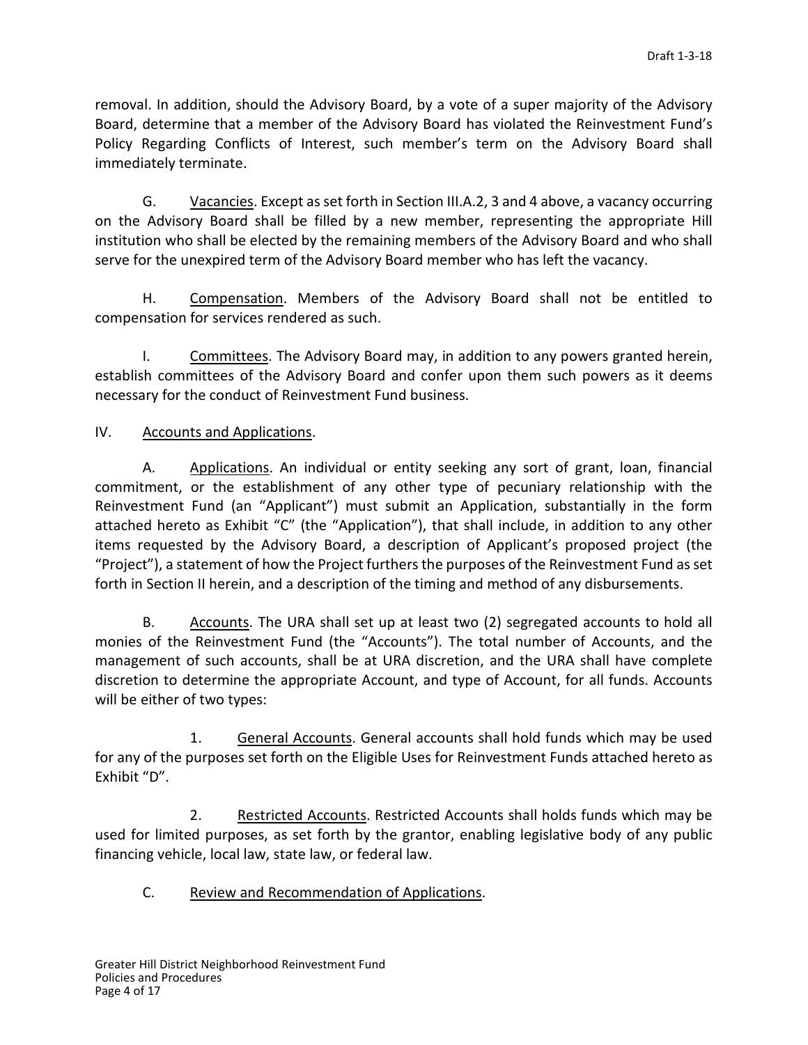removal. In addition, should the Advisory Board, by a vote of a super majority of the Advisory Board, determine that a member of the Advisory Board has violated the Reinvestment Fund's Policy Regarding Conflicts of Interest, such member's term on the Advisory Board shall immediately terminate.

G. Vacancies. Except as set forth in Section III.A.2, 3 and 4 above, a vacancy occurring on the Advisory Board shall be filled by a new member, representing the appropriate Hill institution who shall be elected by the remaining members of the Advisory Board and who shall serve for the unexpired term of the Advisory Board member who has left the vacancy.

H. Compensation. Members of the Advisory Board shall not be entitled to compensation for services rendered as such.

I. Committees. The Advisory Board may, in addition to any powers granted herein, establish committees of the Advisory Board and confer upon them such powers as it deems necessary for the conduct of Reinvestment Fund business.

IV. Accounts and Applications.

A. Applications. An individual or entity seeking any sort of grant, loan, financial commitment, or the establishment of any other type of pecuniary relationship with the Reinvestment Fund (an "Applicant") must submit an Application, substantially in the form attached hereto as Exhibit "C" (the "Application"), that shall include, in addition to any other items requested by the Advisory Board, a description of Applicant's proposed project (the "Project"), a statement of how the Project furthers the purposes of the Reinvestment Fund as set forth in Section II herein, and a description of the timing and method of any disbursements.

B. Accounts. The URA shall set up at least two (2) segregated accounts to hold all monies of the Reinvestment Fund (the "Accounts"). The total number of Accounts, and the management of such accounts, shall be at URA discretion, and the URA shall have complete discretion to determine the appropriate Account, and type of Account, for all funds. Accounts will be either of two types:

1. General Accounts. General accounts shall hold funds which may be used for any of the purposes set forth on the Eligible Uses for Reinvestment Funds attached hereto as Exhibit "D".

2. Restricted Accounts. Restricted Accounts shall holds funds which may be used for limited purposes, as set forth by the grantor, enabling legislative body of any public financing vehicle, local law, state law, or federal law.

C. Review and Recommendation of Applications.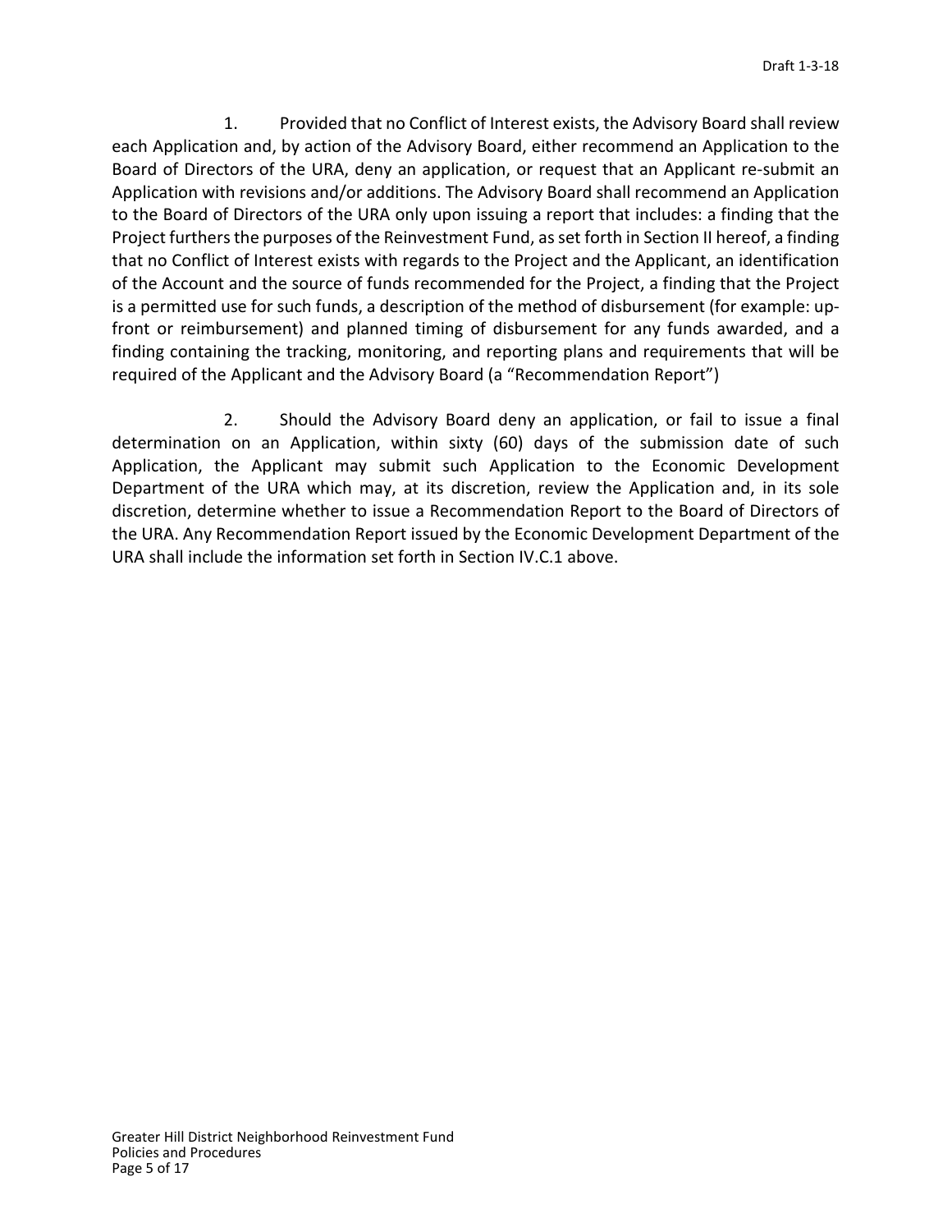1. Provided that no Conflict of Interest exists, the Advisory Board shall review each Application and, by action of the Advisory Board, either recommend an Application to the Board of Directors of the URA, deny an application, or request that an Applicant re-submit an Application with revisions and/or additions. The Advisory Board shall recommend an Application to the Board of Directors of the URA only upon issuing a report that includes: a finding that the Project furthers the purposes of the Reinvestment Fund, as set forth in Section II hereof, a finding that no Conflict of Interest exists with regards to the Project and the Applicant, an identification of the Account and the source of funds recommended for the Project, a finding that the Project is a permitted use for such funds, a description of the method of disbursement (for example: up-front or reimbursement) and planned timing of disbursement for any funds awarded, and a finding containing the tracking, monitoring, and reporting plans and requirements that will be required of the Applicant and the Advisory Board (a "Recommendation Report")

2. Should the Advisory Board deny an application, or fail to issue a final determination on an Application, within sixty (60) days of the submission date of such Application, the Applicant may submit such Application to the Economic Development Department of the URA which may, at its discretion, review the Application and, in its sole discretion, determine whether to issue a Recommendation Report to the Board of Directors of the URA. Any Recommendation Report issued by the Economic Development Department of the URA shall include the information set forth in Section IV.C.1 above.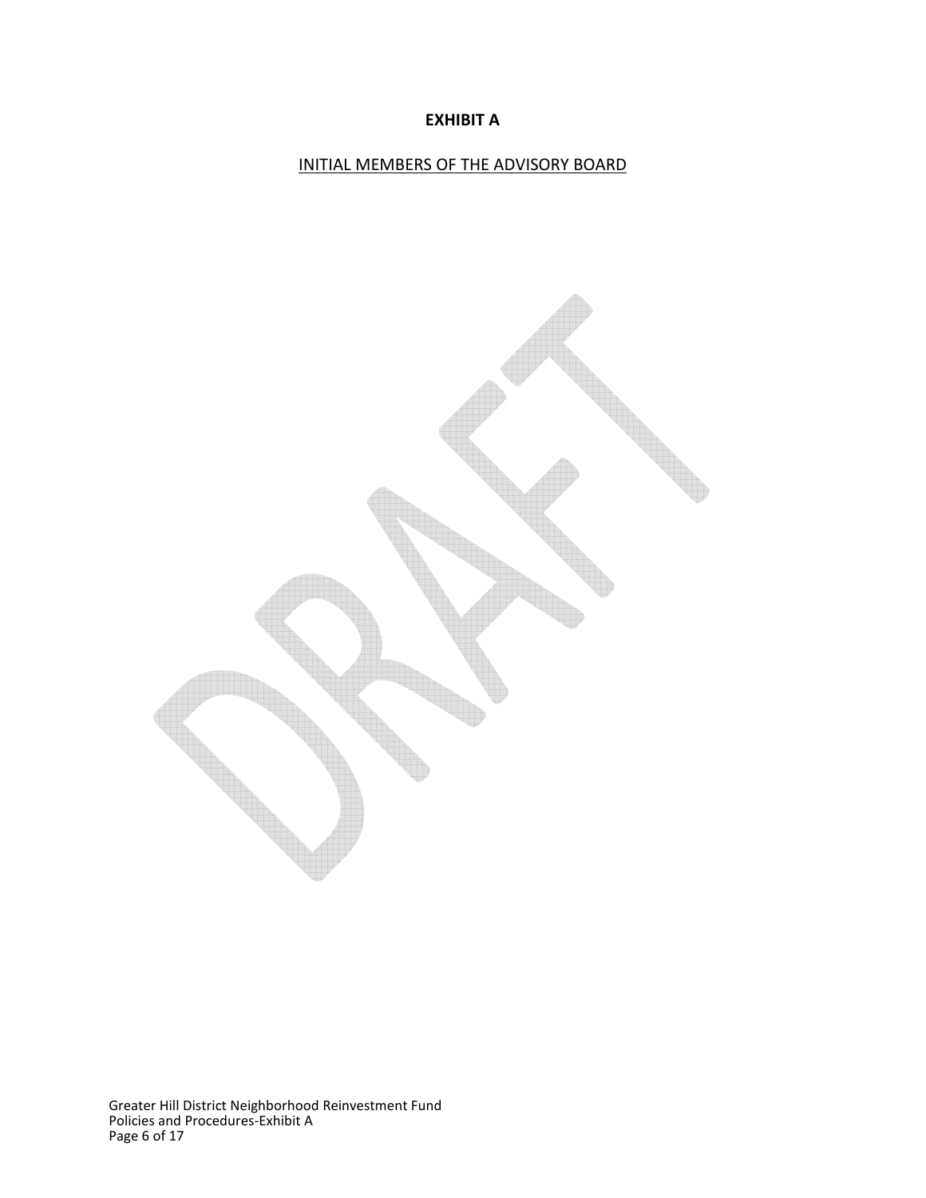# EXHIBIT A

INITIAL MEMBERS OF THE ADVISORY BOARD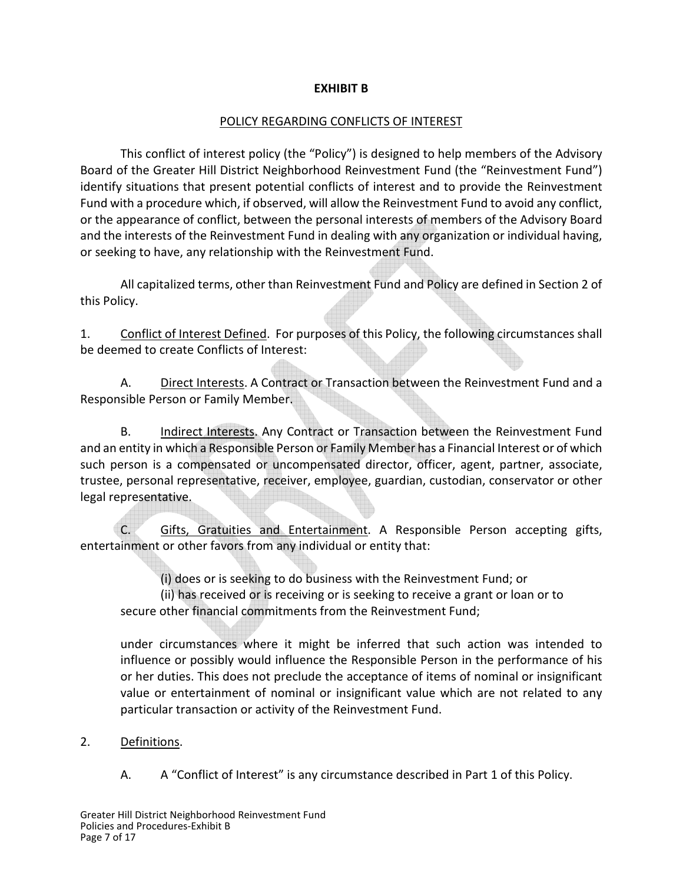**EXHIBIT B**

POLICY REGARDING CONFLICTS OF INTEREST

This conflict of interest policy (the "Policy") is designed to help members of the Advisory Board of the Greater Hill District Neighborhood Reinvestment Fund (the "Reinvestment Fund") identify situations that present potential conflicts of interest and to provide the Reinvestment Fund with a procedure which, if observed, will allow the Reinvestment Fund to avoid any conflict, or the appearance of conflict, between the personal interests of members of the Advisory Board and the interests of the Reinvestment Fund in dealing with any organization or individual having, or seeking to have, any relationship with the Reinvestment Fund.

All capitalized terms, other than Reinvestment Fund and Policy are defined in Section 2 of this Policy.

1. Conflict of Interest Defined. For purposes of this Policy, the following circumstances shall be deemed to create Conflicts of Interest:

A. Direct Interests. A Contract or Transaction between the Reinvestment Fund and a Responsible Person or Family Member.

B. Indirect Interests. Any Contract or Transaction between the Reinvestment Fund and an entity in which a Responsible Person or Family Member has a Financial Interest or of which such person is a compensated or uncompensated director, officer, agent, partner, associate, trustee, personal representative, receiver, employee, guardian, custodian, conservator or other legal representative.

C. Gifts, Gratuities and Entertainment. A Responsible Person accepting gifts, entertainment or other favors from any individual or entity that:

(i) does or is seeking to do business with the Reinvestment Fund; or
(ii) has received or is receiving or is seeking to receive a grant or loan or to secure other financial commitments from the Reinvestment Fund;

under circumstances where it might be inferred that such action was intended to influence or possibly would influence the Responsible Person in the performance of his or her duties. This does not preclude the acceptance of items of nominal or insignificant value or entertainment of nominal or insignificant value which are not related to any particular transaction or activity of the Reinvestment Fund.

2. Definitions.

A. A "Conflict of Interest" is any circumstance described in Part 1 of this Policy.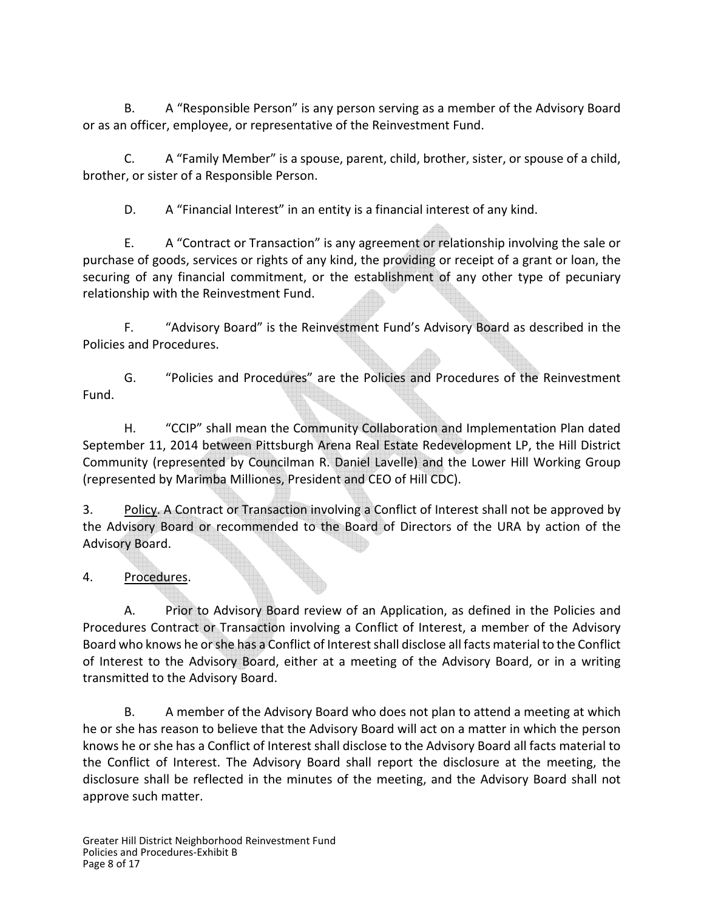B. A "Responsible Person" is any person serving as a member of the Advisory Board or as an officer, employee, or representative of the Reinvestment Fund.

C. A "Family Member" is a spouse, parent, child, brother, sister, or spouse of a child, brother, or sister of a Responsible Person.

D. A "Financial Interest" in an entity is a financial interest of any kind.

E. A "Contract or Transaction" is any agreement or relationship involving the sale or purchase of goods, services or rights of any kind, the providing or receipt of a grant or loan, the securing of any financial commitment, or the establishment of any other type of pecuniary relationship with the Reinvestment Fund.

F. "Advisory Board" is the Reinvestment Fund's Advisory Board as described in the Policies and Procedures.

G. "Policies and Procedures" are the Policies and Procedures of the Reinvestment Fund.

H. "CCIP" shall mean the Community Collaboration and Implementation Plan dated September 11, 2014 between Pittsburgh Arena Real Estate Redevelopment LP, the Hill District Community (represented by Councilman R. Daniel Lavelle) and the Lower Hill Working Group (represented by Marimba Milliones, President and CEO of Hill CDC).

3. Policy. A Contract or Transaction involving a Conflict of Interest shall not be approved by the Advisory Board or recommended to the Board of Directors of the URA by action of the Advisory Board.

4. Procedures.

A. Prior to Advisory Board review of an Application, as defined in the Policies and Procedures Contract or Transaction involving a Conflict of Interest, a member of the Advisory Board who knows he or she has a Conflict of Interest shall disclose all facts material to the Conflict of Interest to the Advisory Board, either at a meeting of the Advisory Board, or in a writing transmitted to the Advisory Board.

B. A member of the Advisory Board who does not plan to attend a meeting at which he or she has reason to believe that the Advisory Board will act on a matter in which the person knows he or she has a Conflict of Interest shall disclose to the Advisory Board all facts material to the Conflict of Interest. The Advisory Board shall report the disclosure at the meeting, the disclosure shall be reflected in the minutes of the meeting, and the Advisory Board shall not approve such matter.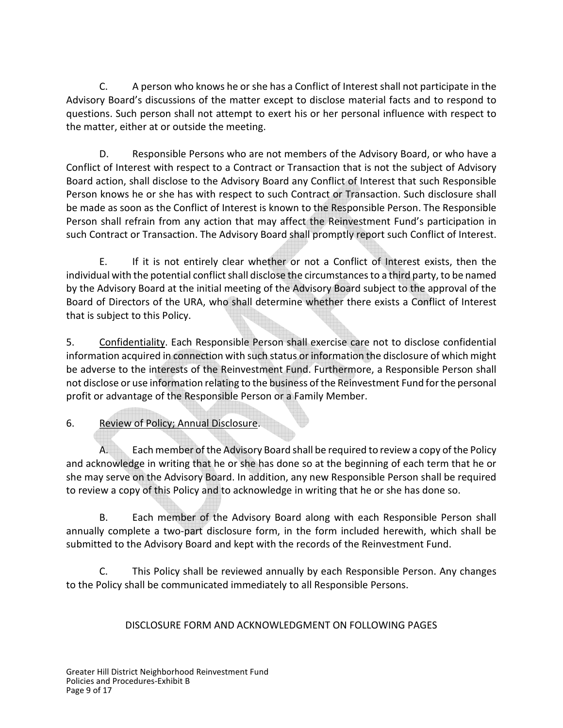C. A person who knows he or she has a Conflict of Interest shall not participate in the Advisory Board's discussions of the matter except to disclose material facts and to respond to questions. Such person shall not attempt to exert his or her personal influence with respect to the matter, either at or outside the meeting.

D. Responsible Persons who are not members of the Advisory Board, or who have a Conflict of Interest with respect to a Contract or Transaction that is not the subject of Advisory Board action, shall disclose to the Advisory Board any Conflict of Interest that such Responsible Person knows he or she has with respect to such Contract or Transaction. Such disclosure shall be made as soon as the Conflict of Interest is known to the Responsible Person. The Responsible Person shall refrain from any action that may affect the Reinvestment Fund's participation in such Contract or Transaction. The Advisory Board shall promptly report such Conflict of Interest.

E. If it is not entirely clear whether or not a Conflict of Interest exists, then the individual with the potential conflict shall disclose the circumstances to a third party, to be named by the Advisory Board at the initial meeting of the Advisory Board subject to the approval of the Board of Directors of the URA, who shall determine whether there exists a Conflict of Interest that is subject to this Policy.

5. Confidentiality. Each Responsible Person shall exercise care not to disclose confidential information acquired in connection with such status or information the disclosure of which might be adverse to the interests of the Reinvestment Fund. Furthermore, a Responsible Person shall not disclose or use information relating to the business of the Reinvestment Fund for the personal profit or advantage of the Responsible Person or a Family Member.

6. Review of Policy; Annual Disclosure.

A. Each member of the Advisory Board shall be required to review a copy of the Policy and acknowledge in writing that he or she has done so at the beginning of each term that he or she may serve on the Advisory Board. In addition, any new Responsible Person shall be required to review a copy of this Policy and to acknowledge in writing that he or she has done so.

B. Each member of the Advisory Board along with each Responsible Person shall annually complete a two-part disclosure form, in the form included herewith, which shall be submitted to the Advisory Board and kept with the records of the Reinvestment Fund.

C. This Policy shall be reviewed annually by each Responsible Person. Any changes to the Policy shall be communicated immediately to all Responsible Persons.

DISCLOSURE FORM AND ACKNOWLEDGMENT ON FOLLOWING PAGES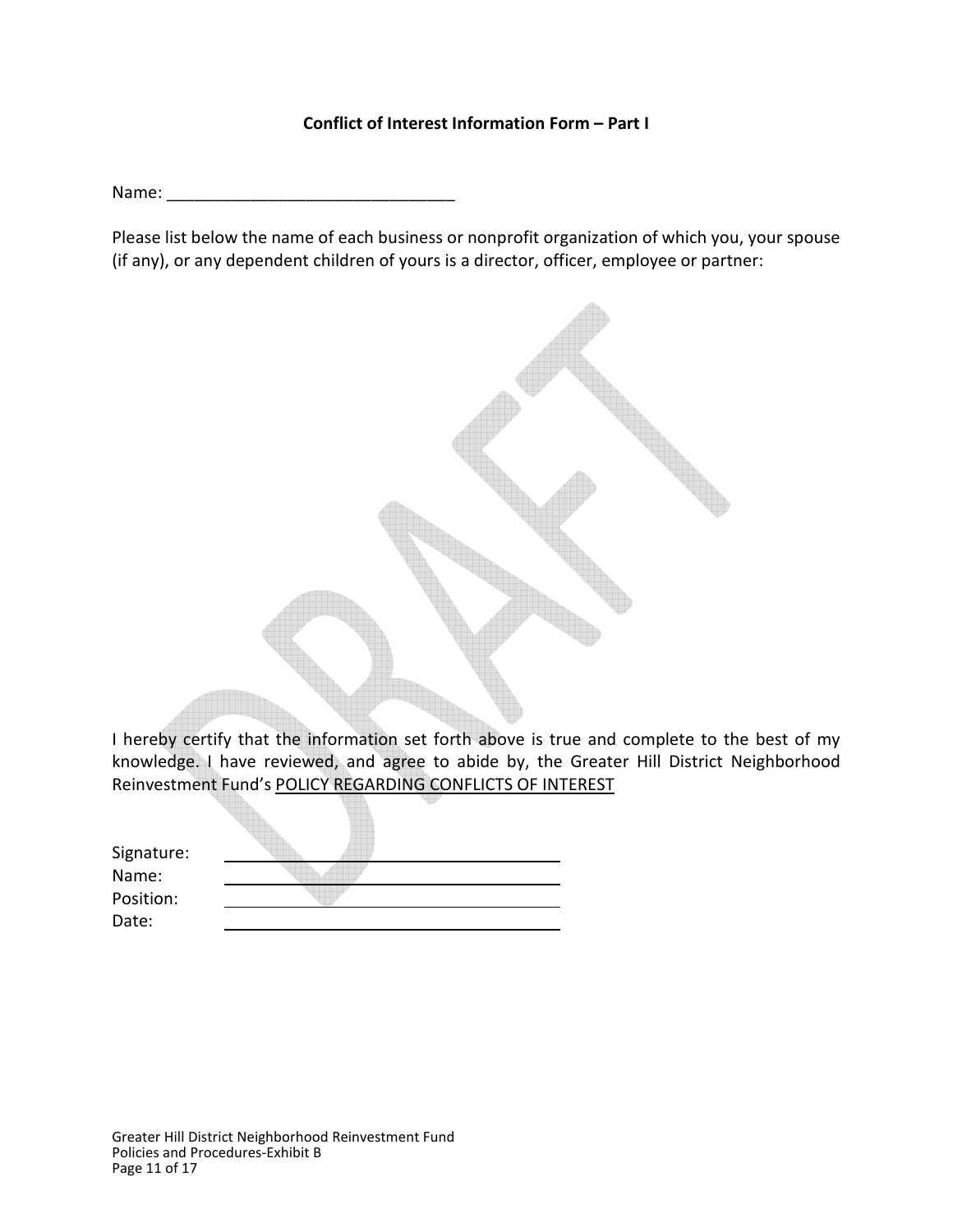**Conflict of Interest Information Form – Part I**

Name: _______________________________

Please list below the name of each business or nonprofit organization of which you, your spouse (if any), or any dependent children of yours is a director, officer, employee or partner:

I hereby certify that the information set forth above is true and complete to the best of my knowledge. I have reviewed, and agree to abide by, the Greater Hill District Neighborhood Reinvestment Fund's POLICY REGARDING CONFLICTS OF INTEREST

Signature: _______________________________

Name: _______________________________

Position: _______________________________

Date: _______________________________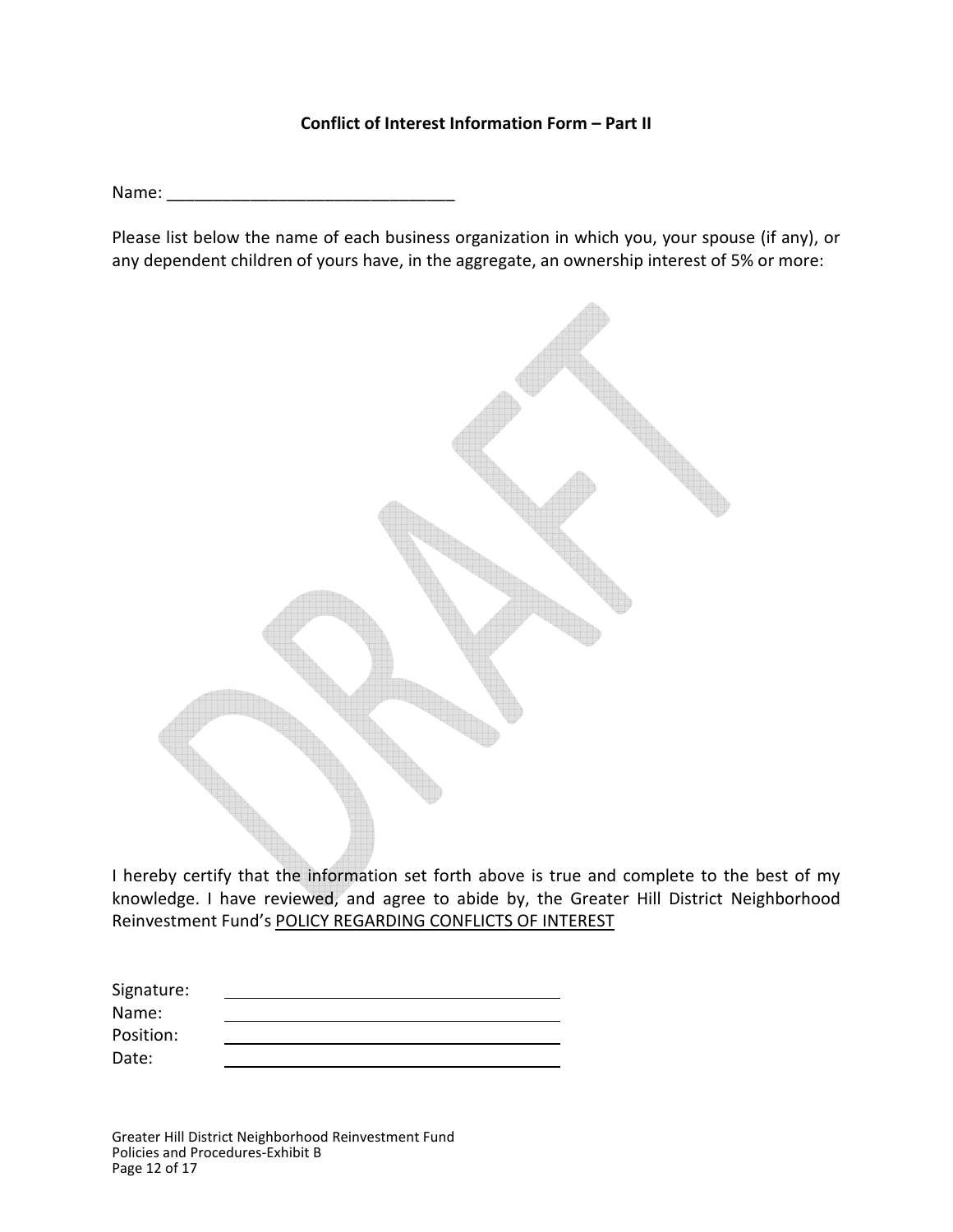**Conflict of Interest Information Form – Part II**

Name: _______________________________

Please list below the name of each business organization in which you, your spouse (if any), or any dependent children of yours have, in the aggregate, an ownership interest of 5% or more:

DRAFT

I hereby certify that the information set forth above is true and complete to the best of my knowledge. I have reviewed, and agree to abide by, the Greater Hill District Neighborhood Reinvestment Fund's POLICY REGARDING CONFLICTS OF INTEREST

Signature: _______________________________

Name: _______________________________

Position: _______________________________

Date: _______________________________

Greater Hill District Neighborhood Reinvestment Fund
Policies and Procedures-Exhibit B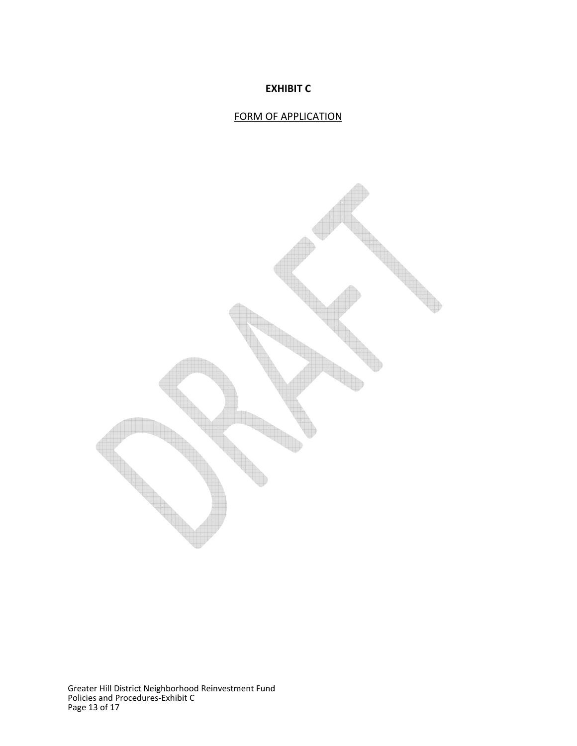**EXHIBIT C**

FORM OF APPLICATION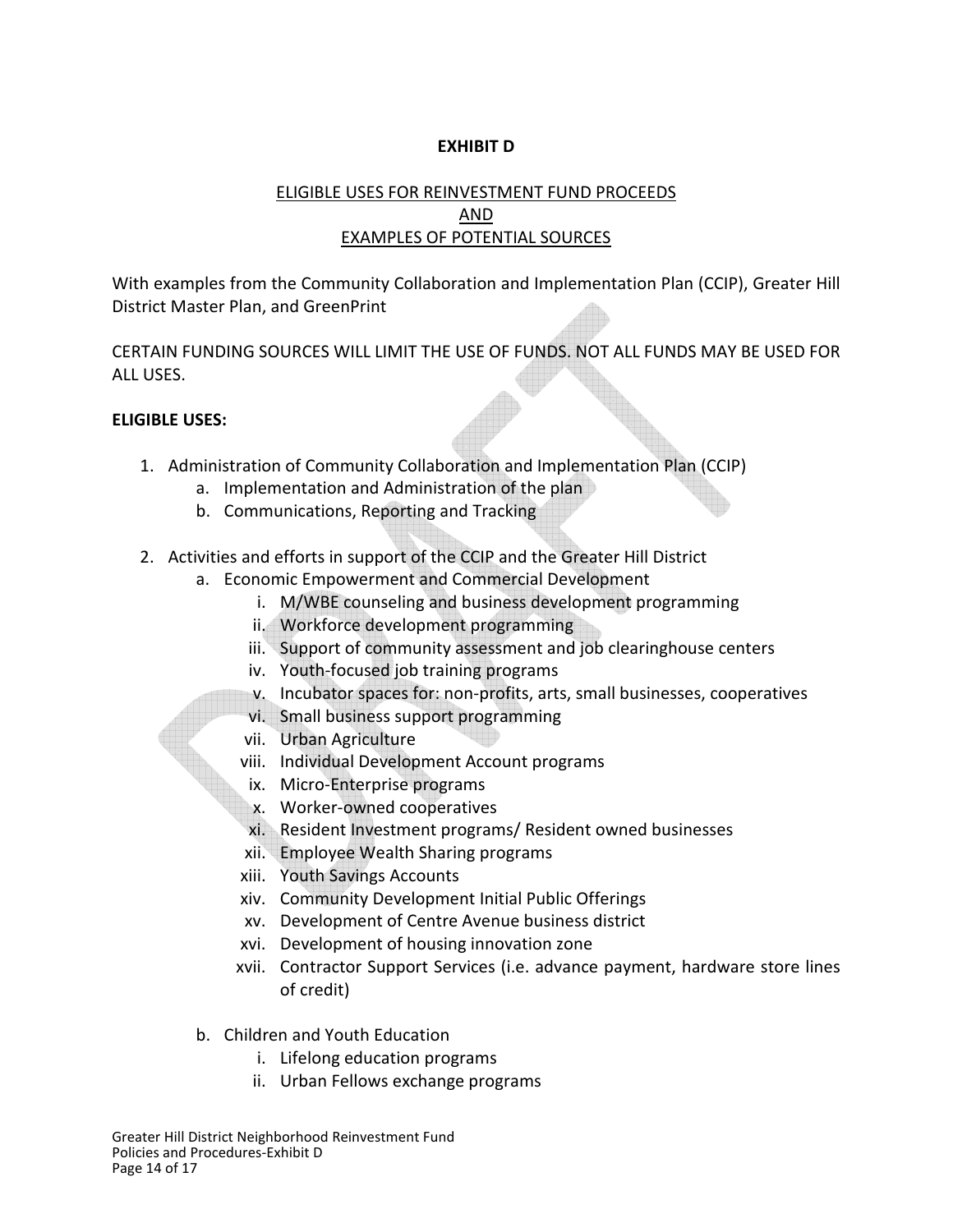**EXHIBIT D**

ELIGIBLE USES FOR REINVESTMENT FUND PROCEEDS
AND
EXAMPLES OF POTENTIAL SOURCES

With examples from the Community Collaboration and Implementation Plan (CCIP), Greater Hill District Master Plan, and GreenPrint

CERTAIN FUNDING SOURCES WILL LIMIT THE USE OF FUNDS. NOT ALL FUNDS MAY BE USED FOR ALL USES.

**ELIGIBLE USES:**

1. Administration of Community Collaboration and Implementation Plan (CCIP)
    a. Implementation and Administration of the plan
    b. Communications, Reporting and Tracking

2. Activities and efforts in support of the CCIP and the Greater Hill District
    a. Economic Empowerment and Commercial Development
        i. M/WBE counseling and business development programming
        ii. Workforce development programming
        iii. Support of community assessment and job clearinghouse centers
        iv. Youth-focused job training programs
        v. Incubator spaces for: non-profits, arts, small businesses, cooperatives
        vi. Small business support programming
        vii. Urban Agriculture
        viii. Individual Development Account programs
        ix. Micro-Enterprise programs
        x. Worker-owned cooperatives
        xi. Resident Investment programs/ Resident owned businesses
        xii. Employee Wealth Sharing programs
        xiii. Youth Savings Accounts
        xiv. Community Development Initial Public Offerings
        xv. Development of Centre Avenue business district
        xvi. Development of housing innovation zone
        xvii. Contractor Support Services (i.e. advance payment, hardware store lines of credit)

    b. Children and Youth Education
        i. Lifelong education programs
        ii. Urban Fellows exchange programs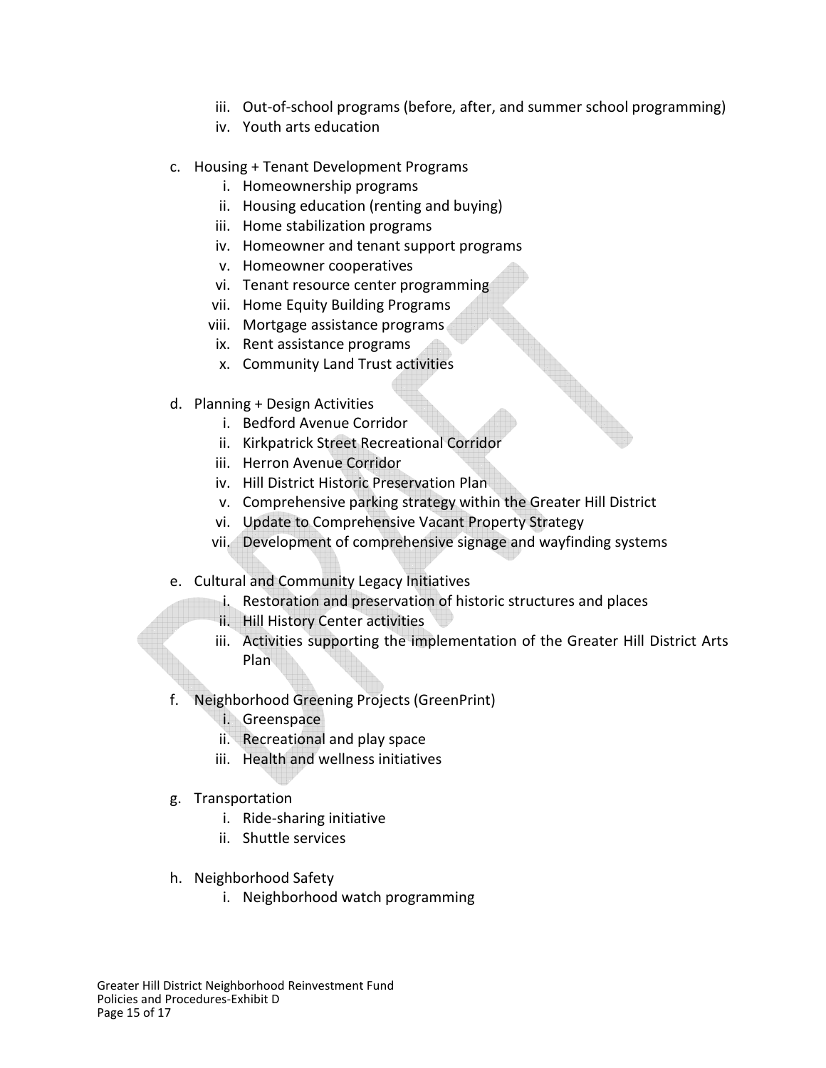iii. Out-of-school programs (before, after, and summer school programming)
   iv. Youth arts education

c. Housing + Tenant Development Programs
   i. Homeownership programs
   ii. Housing education (renting and buying)
   iii. Home stabilization programs
   iv. Homeowner and tenant support programs
   v. Homeowner cooperatives
   vi. Tenant resource center programming
   vii. Home Equity Building Programs
   viii. Mortgage assistance programs
   ix. Rent assistance programs
   x. Community Land Trust activities

d. Planning + Design Activities
   i. Bedford Avenue Corridor
   ii. Kirkpatrick Street Recreational Corridor
   iii. Herron Avenue Corridor
   iv. Hill District Historic Preservation Plan
   v. Comprehensive parking strategy within the Greater Hill District
   vi. Update to Comprehensive Vacant Property Strategy
   vii. Development of comprehensive signage and wayfinding systems

e. Cultural and Community Legacy Initiatives
   i. Restoration and preservation of historic structures and places
   ii. Hill History Center activities
   iii. Activities supporting the implementation of the Greater Hill District Arts Plan

f. Neighborhood Greening Projects (GreenPrint)
   i. Greenspace
   ii. Recreational and play space
   iii. Health and wellness initiatives

g. Transportation
   i. Ride-sharing initiative
   ii. Shuttle services

h. Neighborhood Safety
   i. Neighborhood watch programming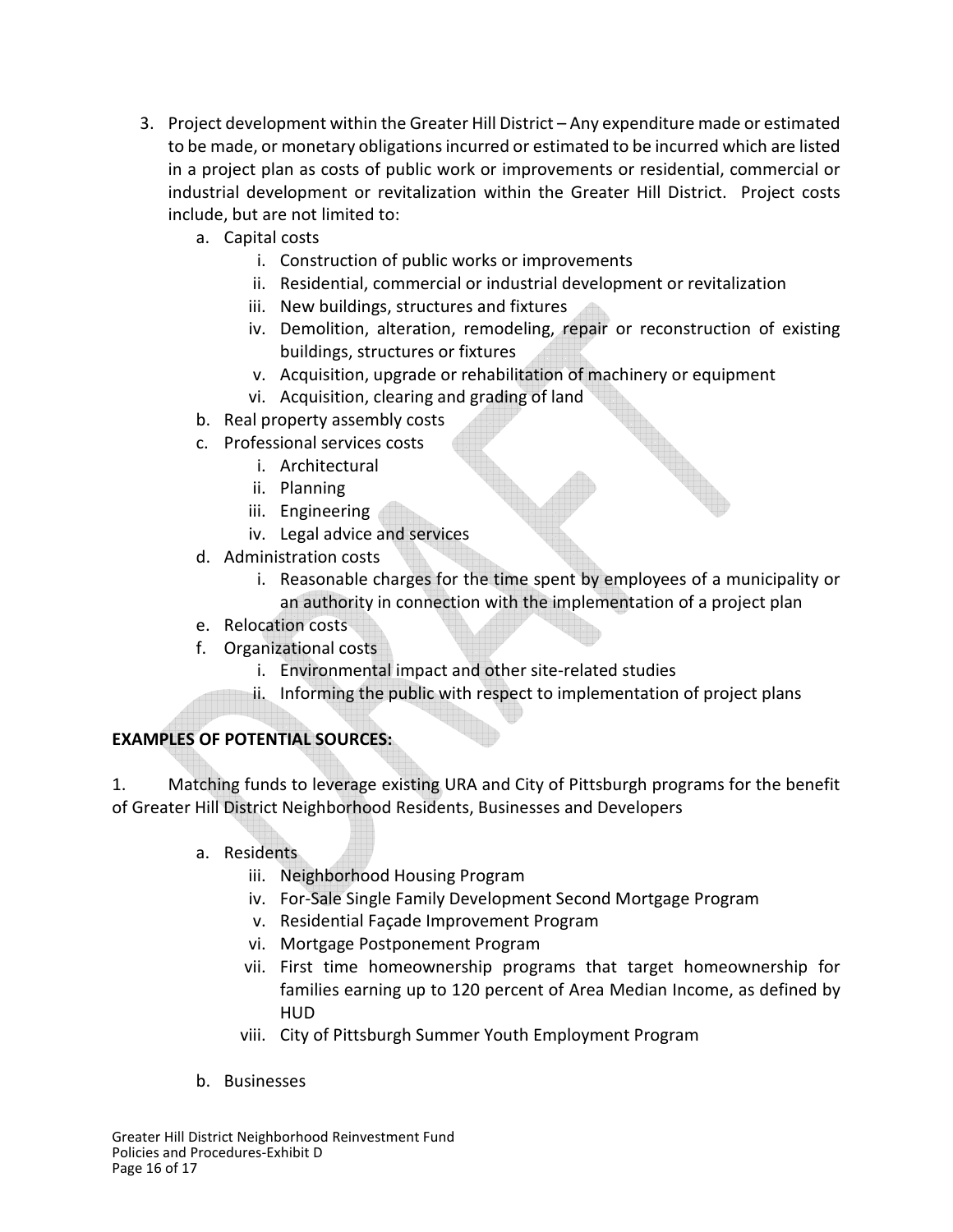3. Project development within the Greater Hill District – Any expenditure made or estimated to be made, or monetary obligations incurred or estimated to be incurred which are listed in a project plan as costs of public work or improvements or residential, commercial or industrial development or revitalization within the Greater Hill District. Project costs include, but are not limited to:
   a. Capital costs
      i. Construction of public works or improvements
      ii. Residential, commercial or industrial development or revitalization
      iii. New buildings, structures and fixtures
      iv. Demolition, alteration, remodeling, repair or reconstruction of existing buildings, structures or fixtures
      v. Acquisition, upgrade or rehabilitation of machinery or equipment
      vi. Acquisition, clearing and grading of land
   b. Real property assembly costs
   c. Professional services costs
      i. Architectural
      ii. Planning
      iii. Engineering
      iv. Legal advice and services
   d. Administration costs
      i. Reasonable charges for the time spent by employees of a municipality or an authority in connection with the implementation of a project plan
   e. Relocation costs
   f. Organizational costs
      i. Environmental impact and other site-related studies
      ii. Informing the public with respect to implementation of project plans

**EXAMPLES OF POTENTIAL SOURCES:**

1. Matching funds to leverage existing URA and City of Pittsburgh programs for the benefit of Greater Hill District Neighborhood Residents, Businesses and Developers

   a. Residents
      iii. Neighborhood Housing Program
      iv. For-Sale Single Family Development Second Mortgage Program
      v. Residential Façade Improvement Program
      vi. Mortgage Postponement Program
      vii. First time homeownership programs that target homeownership for families earning up to 120 percent of Area Median Income, as defined by HUD
      viii. City of Pittsburgh Summer Youth Employment Program

   b. Businesses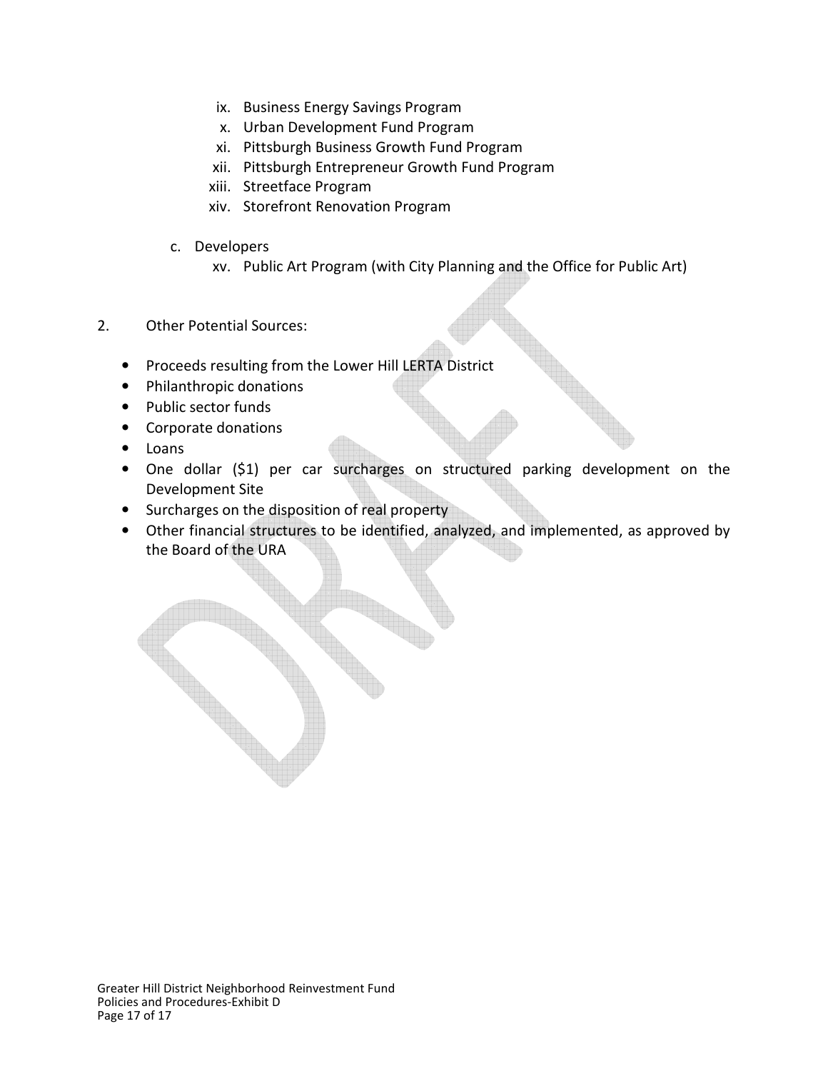ix. Business Energy Savings Program
x. Urban Development Fund Program
xi. Pittsburgh Business Growth Fund Program
xii. Pittsburgh Entrepreneur Growth Fund Program
xiii. Streetface Program
xiv. Storefront Renovation Program

c. Developers

xv. Public Art Program (with City Planning and the Office for Public Art)

2. Other Potential Sources:

- Proceeds resulting from the Lower Hill LERTA District
- Philanthropic donations
- Public sector funds
- Corporate donations
- Loans
- One dollar ($1) per car surcharges on structured parking development on the Development Site
- Surcharges on the disposition of real property
- Other financial structures to be identified, analyzed, and implemented, as approved by the Board of the URA